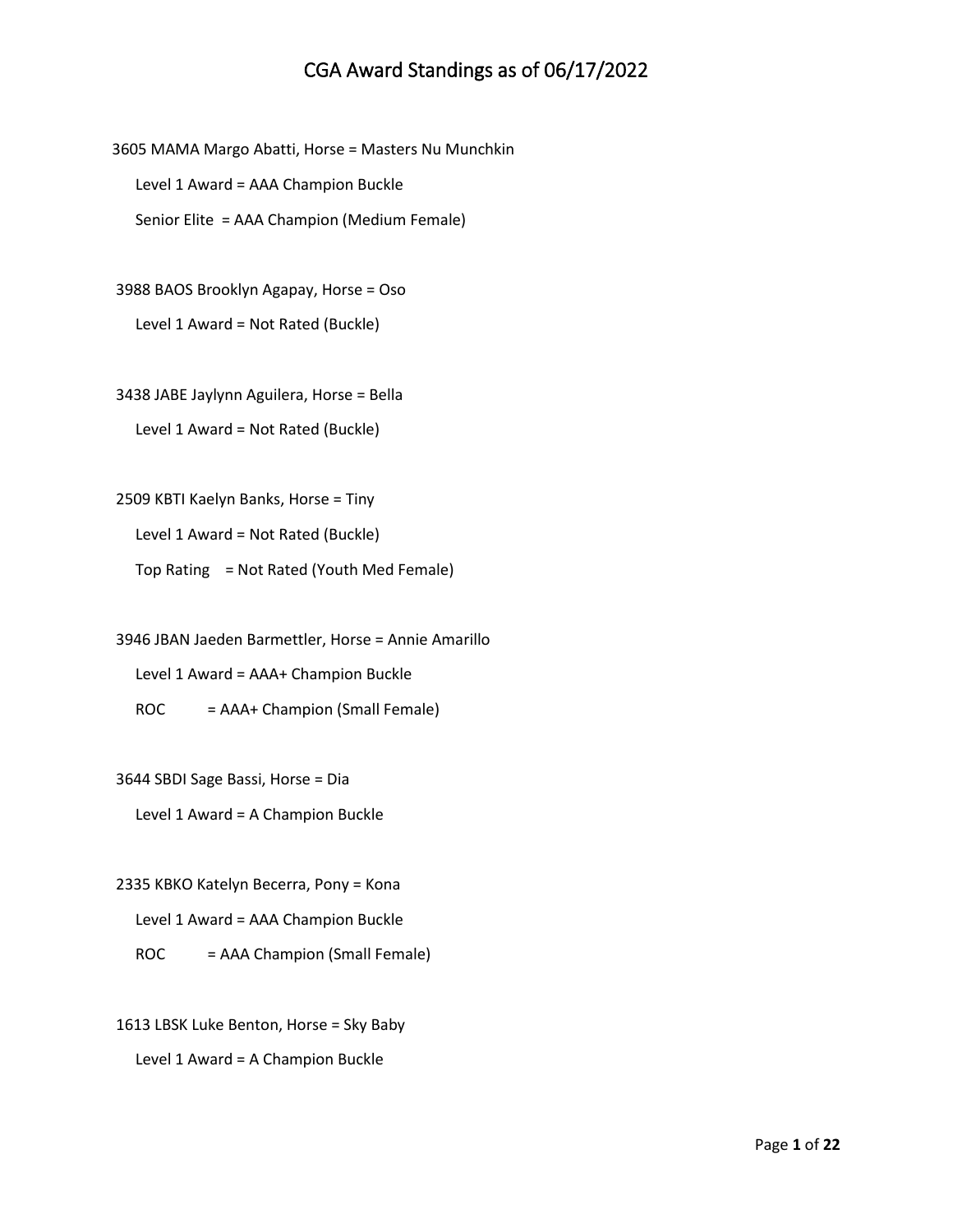# CGA Award Standings as of 06/17/2022

3605 MAMA Margo Abatti, Horse = Masters Nu Munchkin

Level 1 Award = AAA Champion Buckle

Senior Elite = AAA Champion (Medium Female)

3988 BAOS Brooklyn Agapay, Horse = Oso

Level 1 Award = Not Rated (Buckle)

3438 JABE Jaylynn Aguilera, Horse = Bella

Level 1 Award = Not Rated (Buckle)

2509 KBTI Kaelyn Banks, Horse = Tiny

Level 1 Award = Not Rated (Buckle)

Top Rating = Not Rated (Youth Med Female)

3946 JBAN Jaeden Barmettler, Horse = Annie Amarillo

Level 1 Award = AAA+ Champion Buckle

ROC = AAA+ Champion (Small Female)

3644 SBDI Sage Bassi, Horse = Dia

Level 1 Award = A Champion Buckle

2335 KBKO Katelyn Becerra, Pony = Kona

Level 1 Award = AAA Champion Buckle

ROC = AAA Champion (Small Female)

1613 LBSK Luke Benton, Horse = Sky Baby

Level 1 Award = A Champion Buckle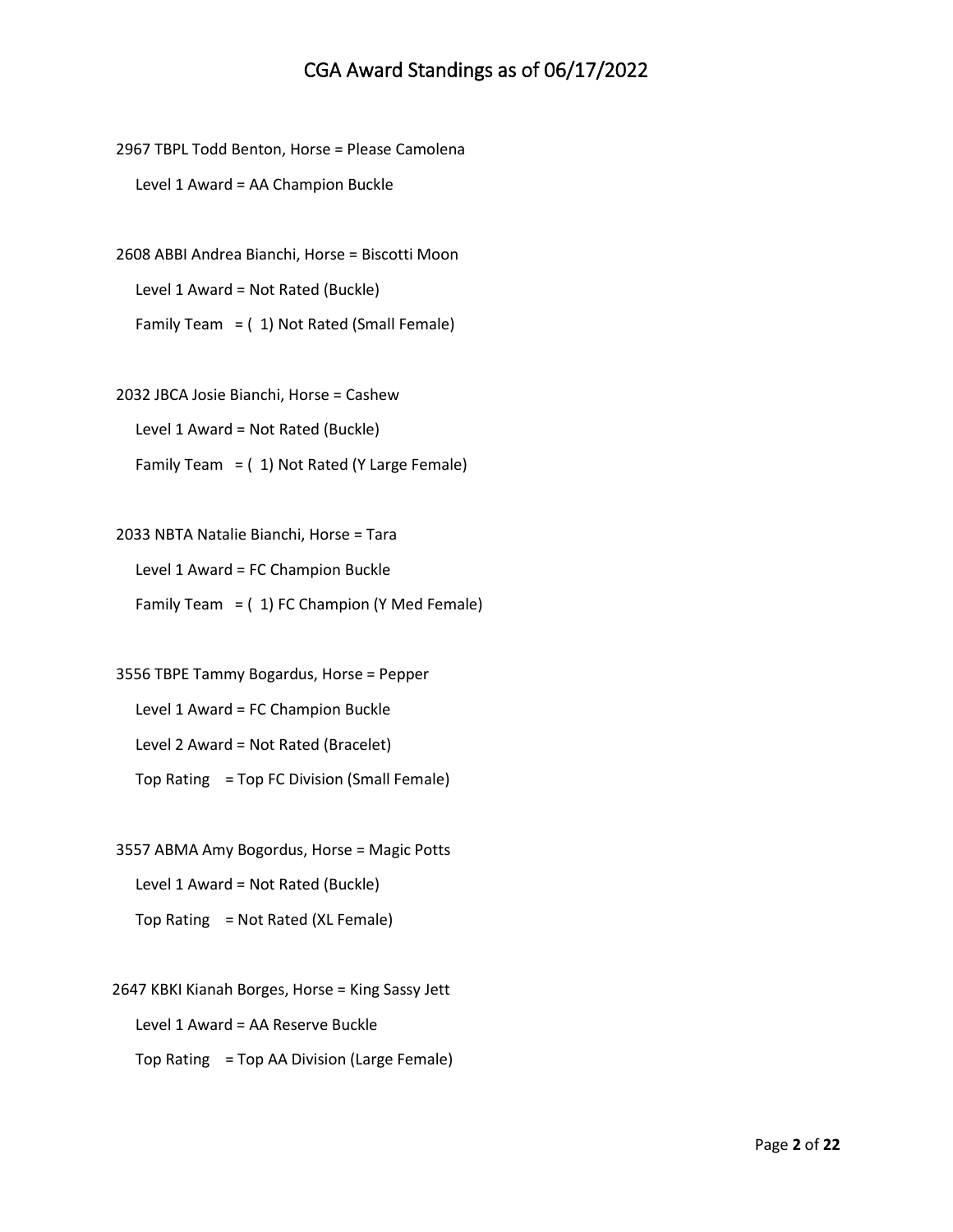# CGA Award Standings as of 06/17/2022

2967 TBPL Todd Benton, Horse = Please Camolena

Level 1 Award = AA Champion Buckle

2608 ABBI Andrea Bianchi, Horse = Biscotti Moon

Level 1 Award = Not Rated (Buckle)

Family Team = ( 1) Not Rated (Small Female)

2032 JBCA Josie Bianchi, Horse = Cashew

Level 1 Award = Not Rated (Buckle)

Family Team = ( 1) Not Rated (Y Large Female)

2033 NBTA Natalie Bianchi, Horse = Tara

Level 1 Award = FC Champion Buckle

Family Team = ( 1) FC Champion (Y Med Female)

3556 TBPE Tammy Bogardus, Horse = Pepper

Level 1 Award = FC Champion Buckle

Level 2 Award = Not Rated (Bracelet)

Top Rating = Top FC Division (Small Female)

3557 ABMA Amy Bogordus, Horse = Magic Potts

Level 1 Award = Not Rated (Buckle)

Top Rating = Not Rated (XL Female)

2647 KBKI Kianah Borges, Horse = King Sassy Jett

Level 1 Award = AA Reserve Buckle

Top Rating = Top AA Division (Large Female)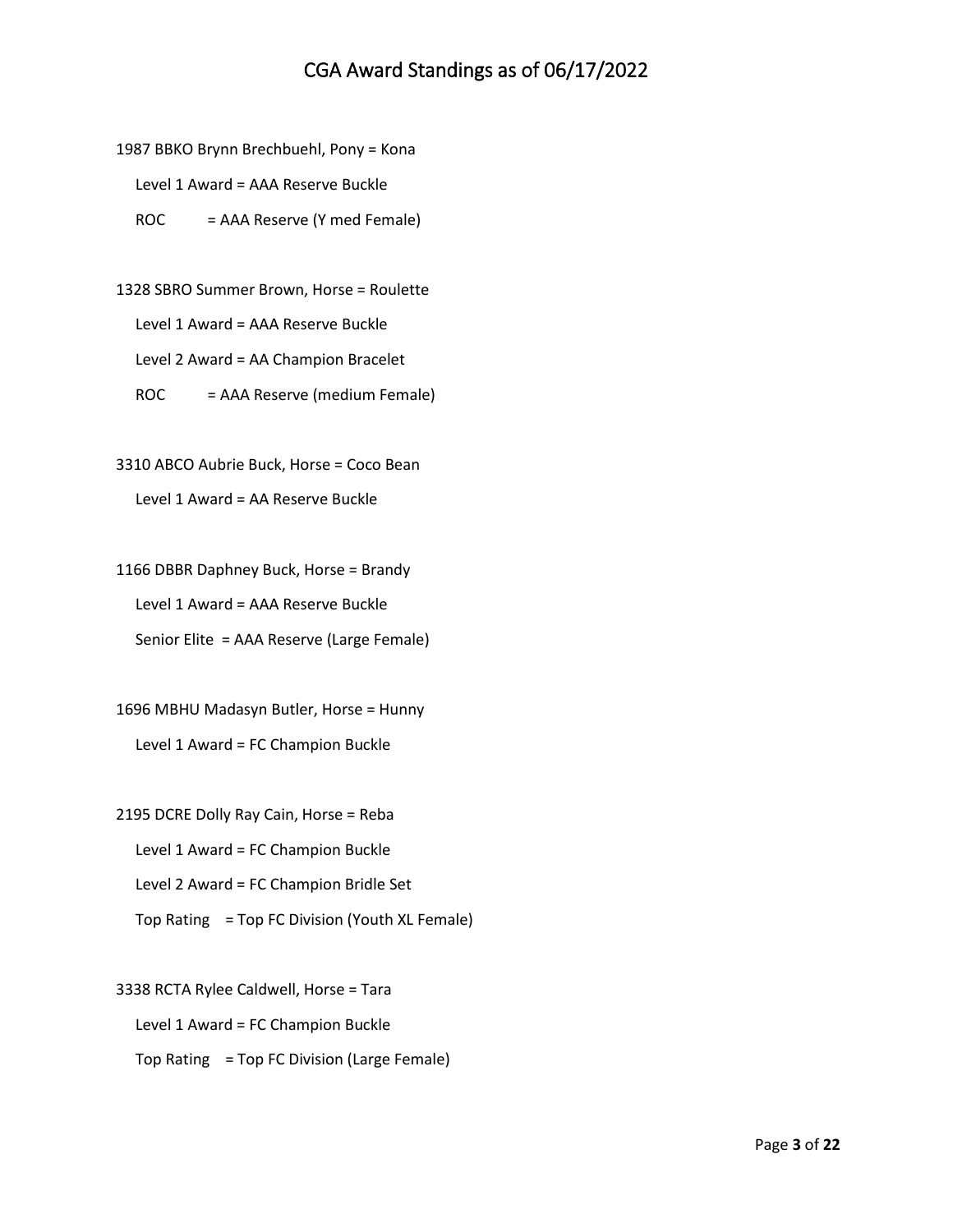# CGA Award Standings as of 06/17/2022

1987 BBKO Brynn Brechbuehl, Pony = Kona

Level 1 Award = AAA Reserve Buckle

ROC = AAA Reserve (Y med Female)

1328 SBRO Summer Brown, Horse = Roulette

Level 1 Award = AAA Reserve Buckle

Level 2 Award = AA Champion Bracelet

ROC = AAA Reserve (medium Female)

3310 ABCO Aubrie Buck, Horse = Coco Bean

Level 1 Award = AA Reserve Buckle

1166 DBBR Daphney Buck, Horse = Brandy

Level 1 Award = AAA Reserve Buckle

Senior Elite = AAA Reserve (Large Female)

1696 MBHU Madasyn Butler, Horse = Hunny

Level 1 Award = FC Champion Buckle

2195 DCRE Dolly Ray Cain, Horse = Reba

Level 1 Award = FC Champion Buckle

Level 2 Award = FC Champion Bridle Set

Top Rating = Top FC Division (Youth XL Female)

3338 RCTA Rylee Caldwell, Horse = Tara

Level 1 Award = FC Champion Buckle

Top Rating = Top FC Division (Large Female)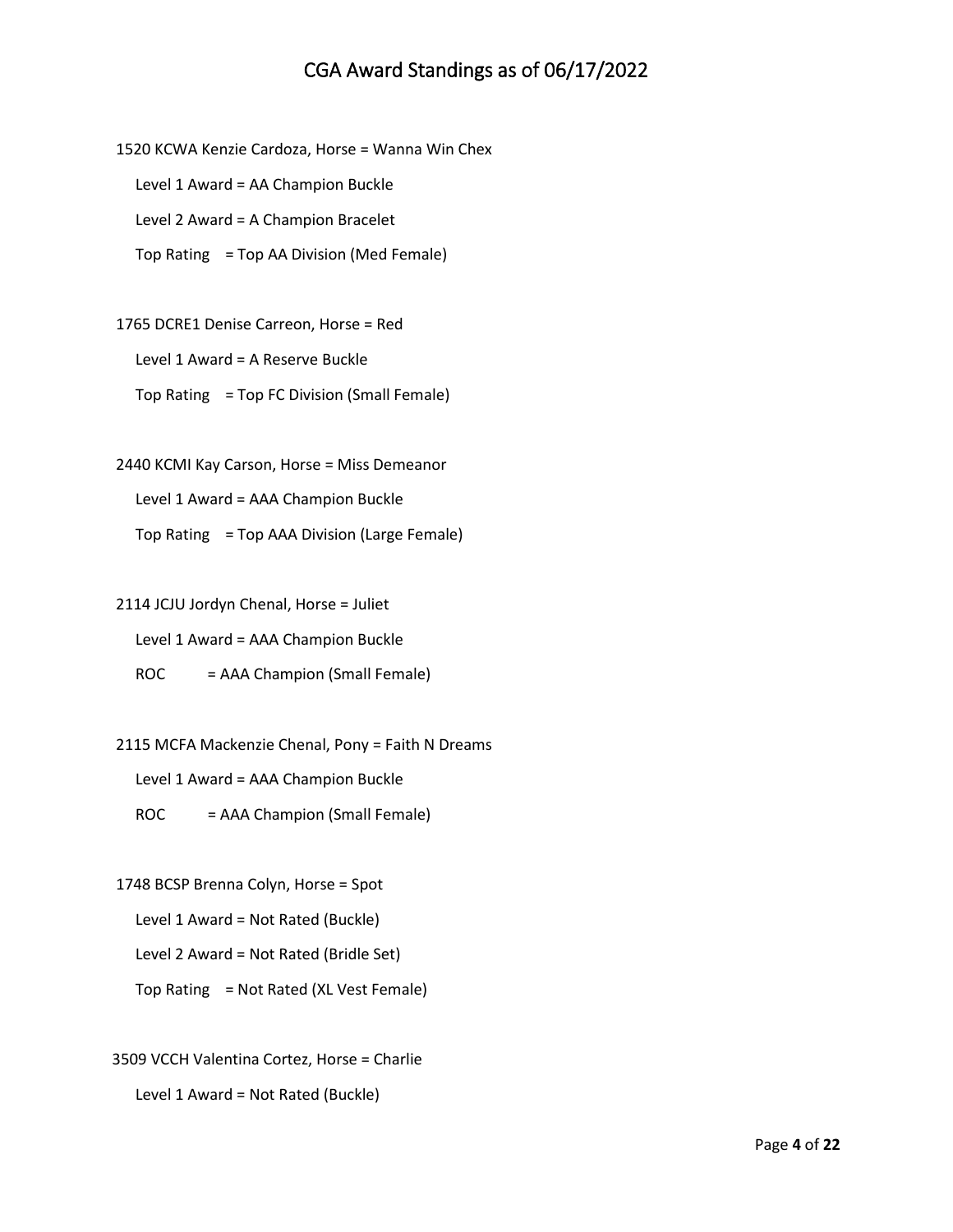1520 KCWA Kenzie Cardoza, Horse = Wanna Win Chex

Level 1 Award = AA Champion Buckle

Level 2 Award = A Champion Bracelet

Top Rating = Top AA Division (Med Female)

1765 DCRE1 Denise Carreon, Horse = Red

Level 1 Award = A Reserve Buckle

Top Rating = Top FC Division (Small Female)

2440 KCMI Kay Carson, Horse = Miss Demeanor

Level 1 Award = AAA Champion Buckle

Top Rating = Top AAA Division (Large Female)

2114 JCJU Jordyn Chenal, Horse = Juliet

Level 1 Award = AAA Champion Buckle

ROC = AAA Champion (Small Female)

2115 MCFA Mackenzie Chenal, Pony = Faith N Dreams

Level 1 Award = AAA Champion Buckle

ROC = AAA Champion (Small Female)

1748 BCSP Brenna Colyn, Horse = Spot

Level 1 Award = Not Rated (Buckle)

Level 2 Award = Not Rated (Bridle Set)

Top Rating = Not Rated (XL Vest Female)

3509 VCCH Valentina Cortez, Horse = Charlie

Level 1 Award = Not Rated (Buckle)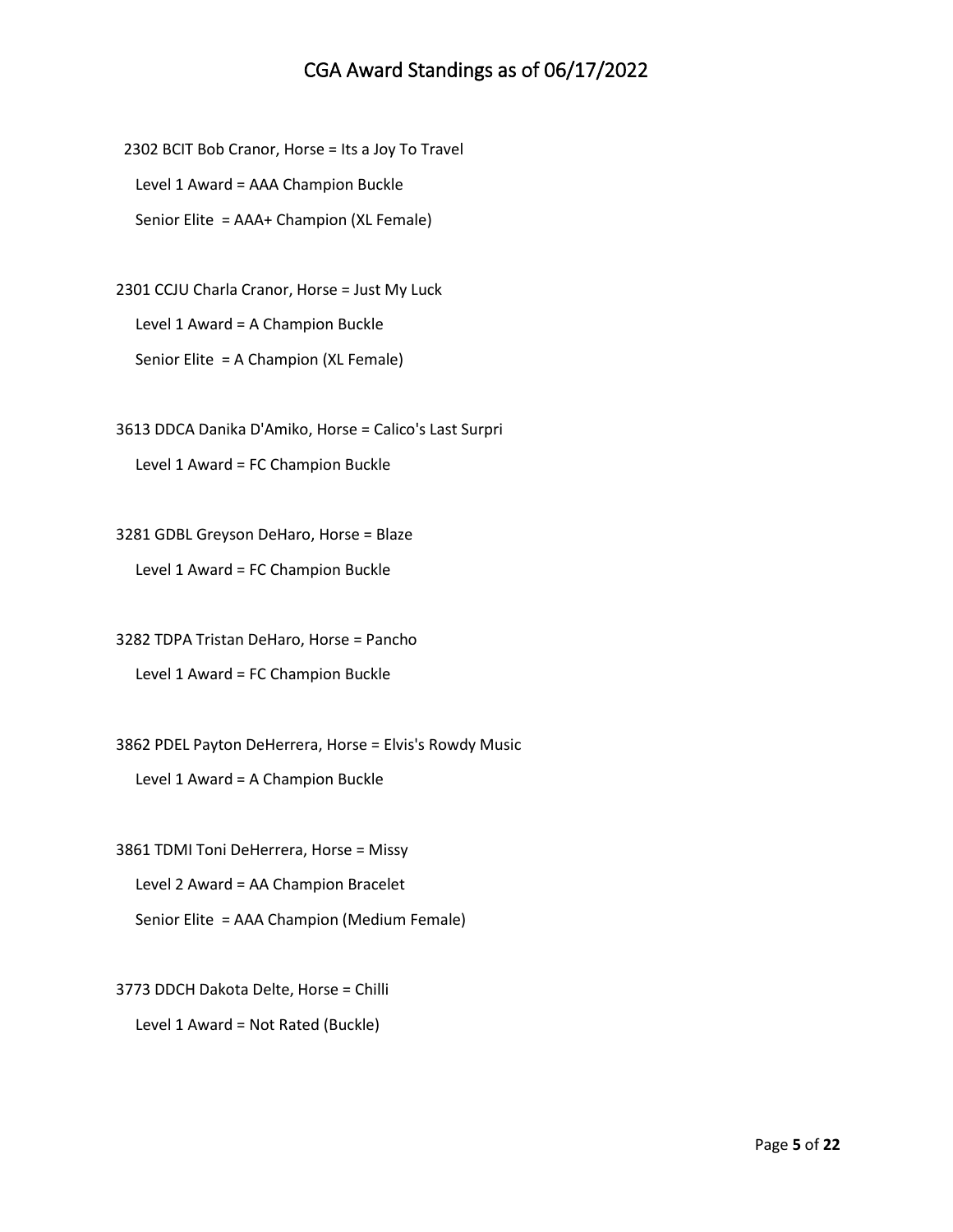2302 BCIT Bob Cranor, Horse = Its a Joy To Travel

Level 1 Award = AAA Champion Buckle

Senior Elite = AAA+ Champion (XL Female)

2301 CCJU Charla Cranor, Horse = Just My Luck

Level 1 Award = A Champion Buckle

Senior Elite = A Champion (XL Female)

3613 DDCA Danika D'Amiko, Horse = Calico's Last Surpri

Level 1 Award = FC Champion Buckle

3281 GDBL Greyson DeHaro, Horse = Blaze

Level 1 Award = FC Champion Buckle

3282 TDPA Tristan DeHaro, Horse = Pancho

Level 1 Award = FC Champion Buckle

3862 PDEL Payton DeHerrera, Horse = Elvis's Rowdy Music

Level 1 Award = A Champion Buckle

3861 TDMI Toni DeHerrera, Horse = Missy

Level 2 Award = AA Champion Bracelet

Senior Elite = AAA Champion (Medium Female)

3773 DDCH Dakota Delte, Horse = Chilli

Level 1 Award = Not Rated (Buckle)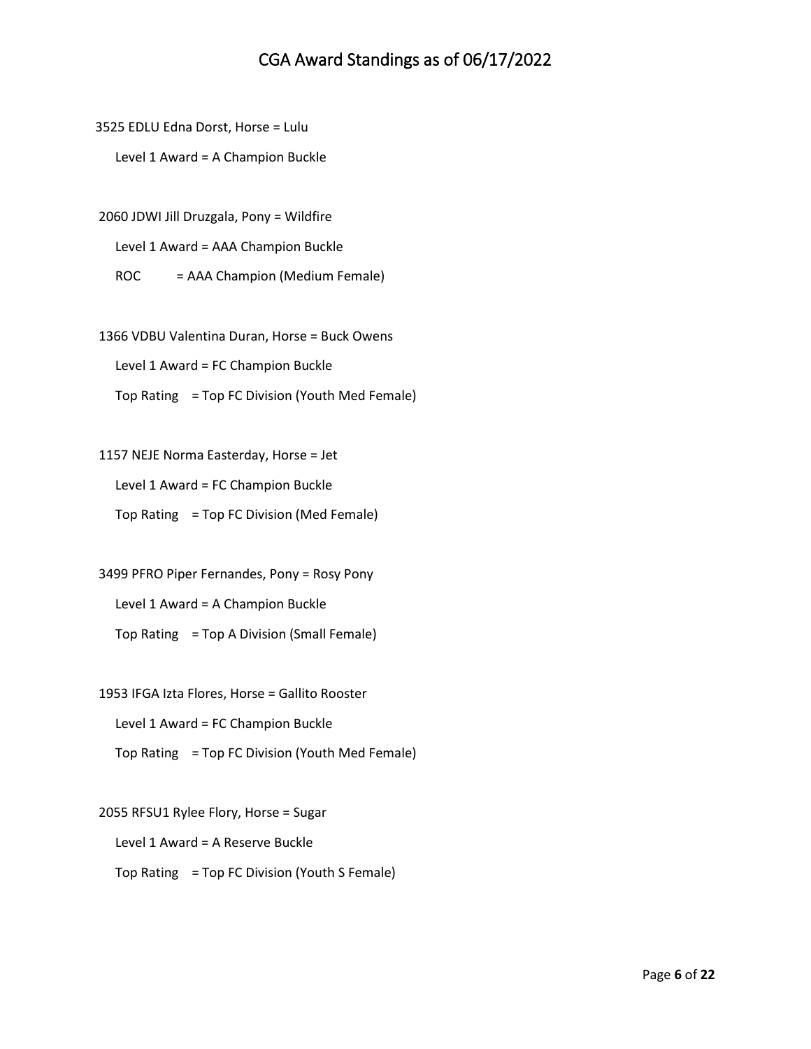# CGA Award Standings as of 06/17/2022

3525 EDLU Edna Dorst, Horse = Lulu

Level 1 Award = A Champion Buckle

2060 JDWI Jill Druzgala, Pony = Wildfire

Level 1 Award = AAA Champion Buckle

ROC = AAA Champion (Medium Female)

1366 VDBU Valentina Duran, Horse = Buck Owens

Level 1 Award = FC Champion Buckle

Top Rating = Top FC Division (Youth Med Female)

1157 NEJE Norma Easterday, Horse = Jet

Level 1 Award = FC Champion Buckle

Top Rating = Top FC Division (Med Female)

3499 PFRO Piper Fernandes, Pony = Rosy Pony

Level 1 Award = A Champion Buckle

Top Rating = Top A Division (Small Female)

1953 IFGA Izta Flores, Horse = Gallito Rooster

Level 1 Award = FC Champion Buckle

Top Rating = Top FC Division (Youth Med Female)

2055 RFSU1 Rylee Flory, Horse = Sugar

Level 1 Award = A Reserve Buckle

Top Rating = Top FC Division (Youth S Female)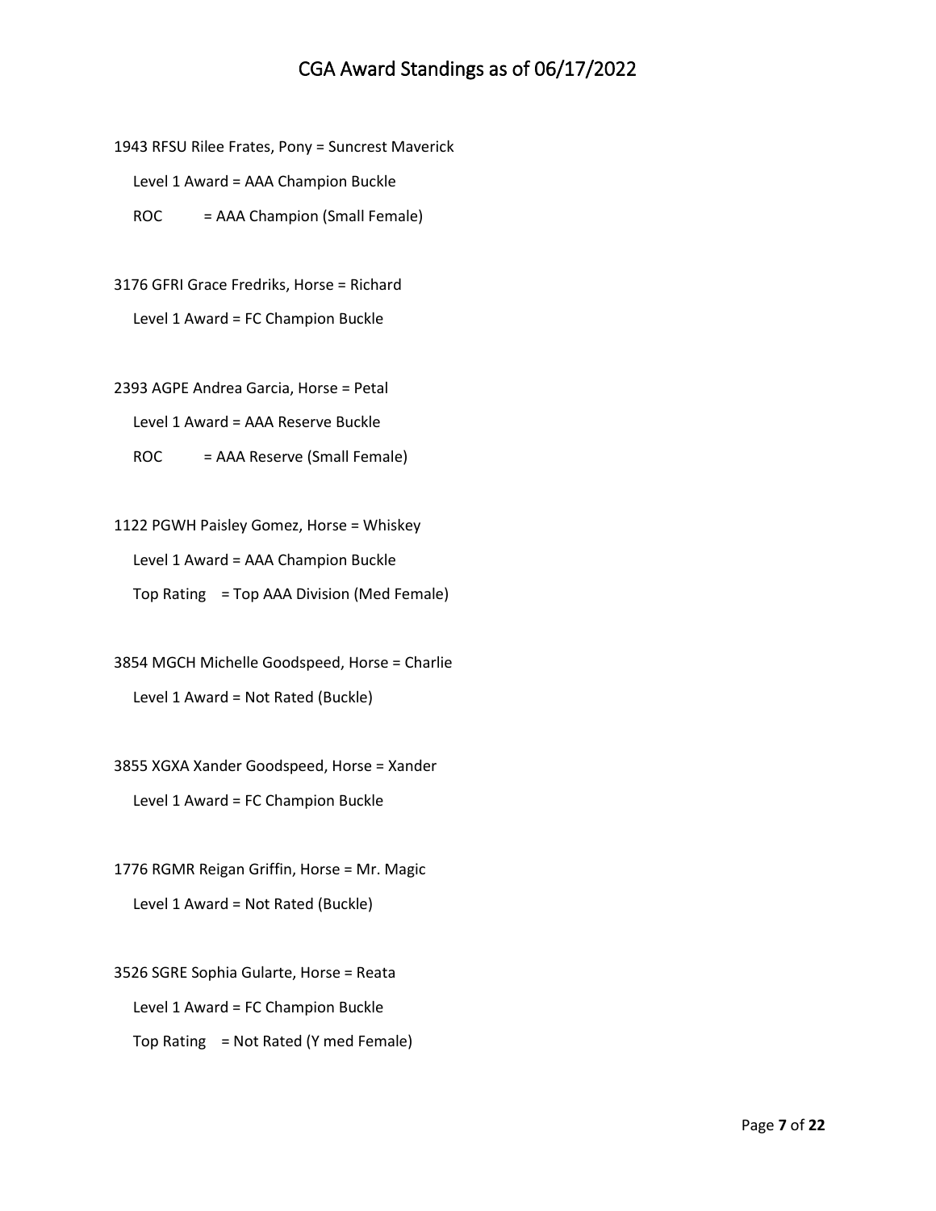1943 RFSU Rilee Frates, Pony = Suncrest Maverick

Level 1 Award = AAA Champion Buckle

ROC = AAA Champion (Small Female)

3176 GFRI Grace Fredriks, Horse = Richard

Level 1 Award = FC Champion Buckle

2393 AGPE Andrea Garcia, Horse = Petal

Level 1 Award = AAA Reserve Buckle

ROC = AAA Reserve (Small Female)

1122 PGWH Paisley Gomez, Horse = Whiskey

Level 1 Award = AAA Champion Buckle

Top Rating = Top AAA Division (Med Female)

3854 MGCH Michelle Goodspeed, Horse = Charlie

Level 1 Award = Not Rated (Buckle)

3855 XGXA Xander Goodspeed, Horse = Xander

Level 1 Award = FC Champion Buckle

1776 RGMR Reigan Griffin, Horse = Mr. Magic

Level 1 Award = Not Rated (Buckle)

3526 SGRE Sophia Gularte, Horse = Reata

Level 1 Award = FC Champion Buckle

Top Rating = Not Rated (Y med Female)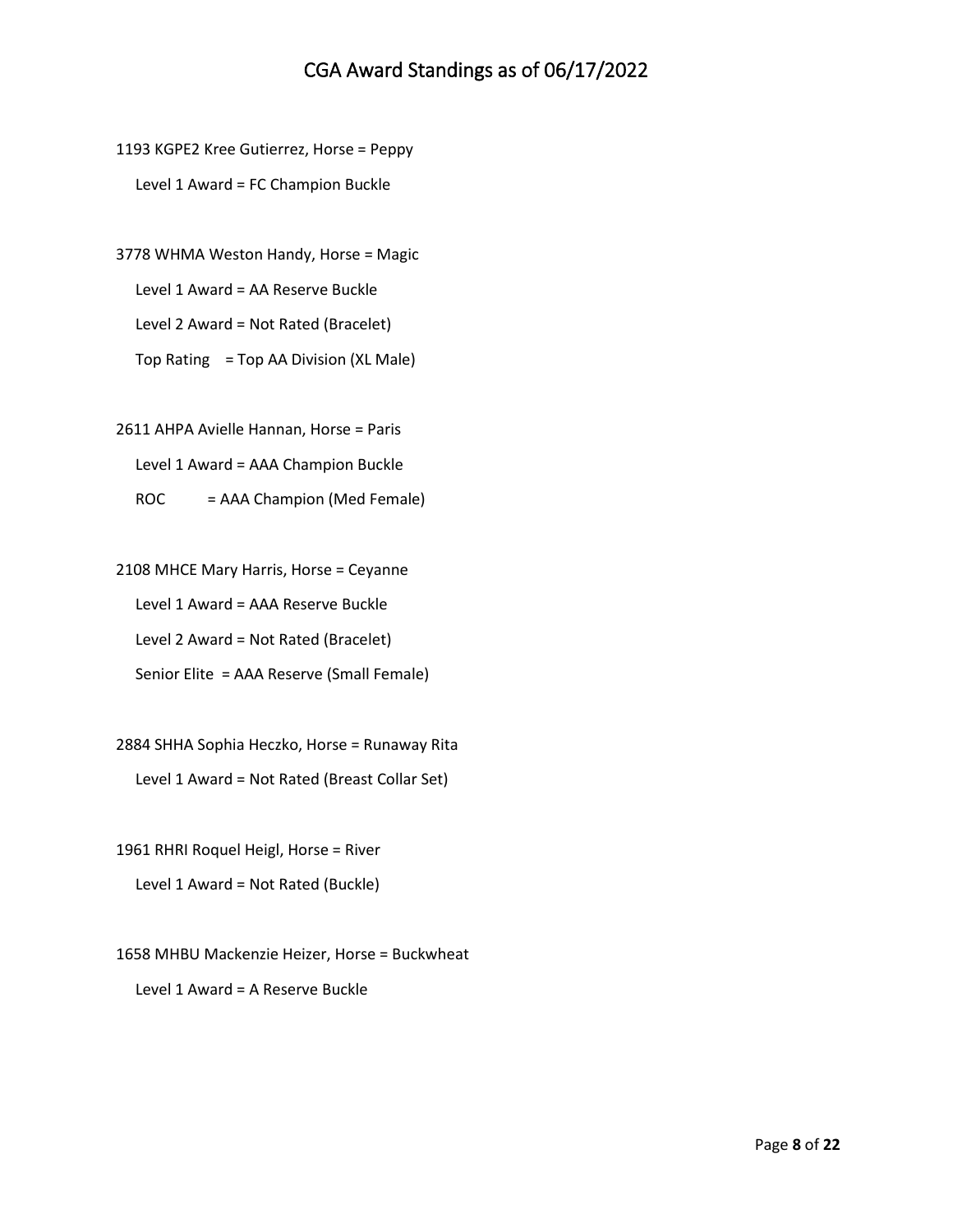1193 KGPE2 Kree Gutierrez, Horse = Peppy

Level 1 Award = FC Champion Buckle

3778 WHMA Weston Handy, Horse = Magic

Level 1 Award = AA Reserve Buckle

Level 2 Award = Not Rated (Bracelet)

Top Rating = Top AA Division (XL Male)

2611 AHPA Avielle Hannan, Horse = Paris

Level 1 Award = AAA Champion Buckle

ROC = AAA Champion (Med Female)

2108 MHCE Mary Harris, Horse = Ceyanne

Level 1 Award = AAA Reserve Buckle

Level 2 Award = Not Rated (Bracelet)

Senior Elite = AAA Reserve (Small Female)

2884 SHHA Sophia Heczko, Horse = Runaway Rita

Level 1 Award = Not Rated (Breast Collar Set)

1961 RHRI Roquel Heigl, Horse = River

Level 1 Award = Not Rated (Buckle)

1658 MHBU Mackenzie Heizer, Horse = Buckwheat

Level 1 Award = A Reserve Buckle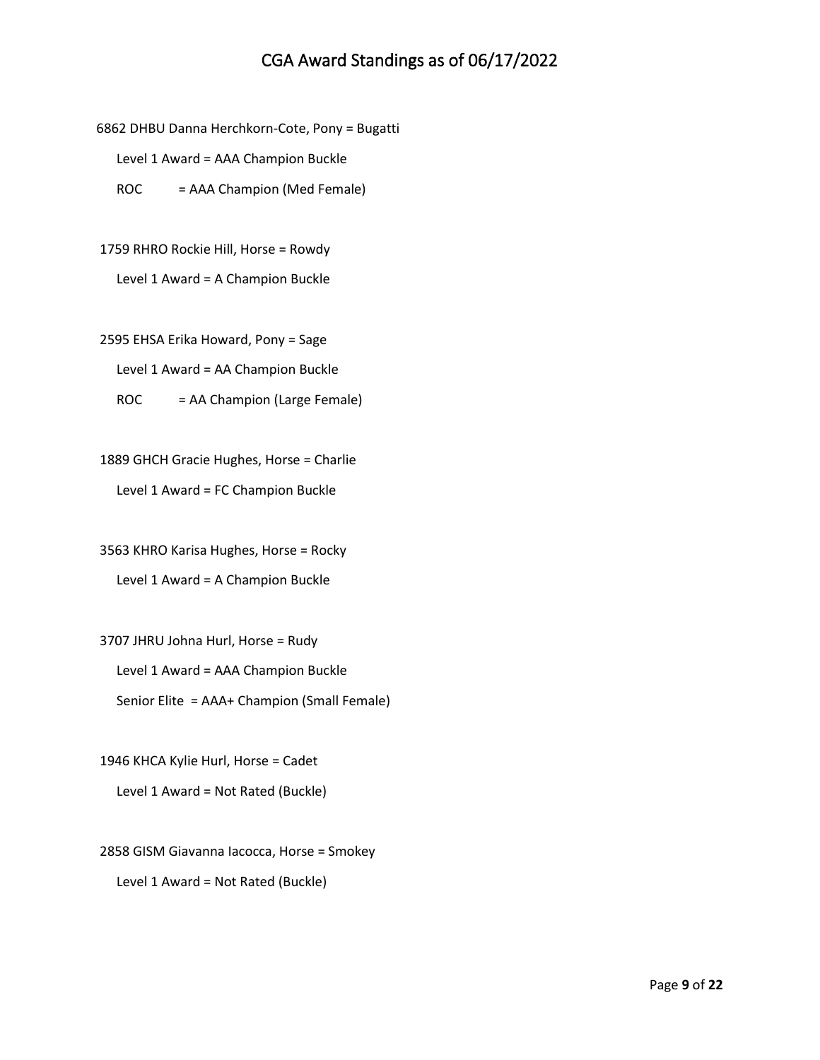6862 DHBU Danna Herchkorn-Cote, Pony = Bugatti

Level 1 Award = AAA Champion Buckle

ROC = AAA Champion (Med Female)

1759 RHRO Rockie Hill, Horse = Rowdy

Level 1 Award = A Champion Buckle

2595 EHSA Erika Howard, Pony = Sage

Level 1 Award = AA Champion Buckle

ROC = AA Champion (Large Female)

1889 GHCH Gracie Hughes, Horse = Charlie

Level 1 Award = FC Champion Buckle

3563 KHRO Karisa Hughes, Horse = Rocky

Level 1 Award = A Champion Buckle

3707 JHRU Johna Hurl, Horse = Rudy

Level 1 Award = AAA Champion Buckle

Senior Elite = AAA+ Champion (Small Female)

1946 KHCA Kylie Hurl, Horse = Cadet

Level 1 Award = Not Rated (Buckle)

2858 GISM Giavanna Iacocca, Horse = Smokey

Level 1 Award = Not Rated (Buckle)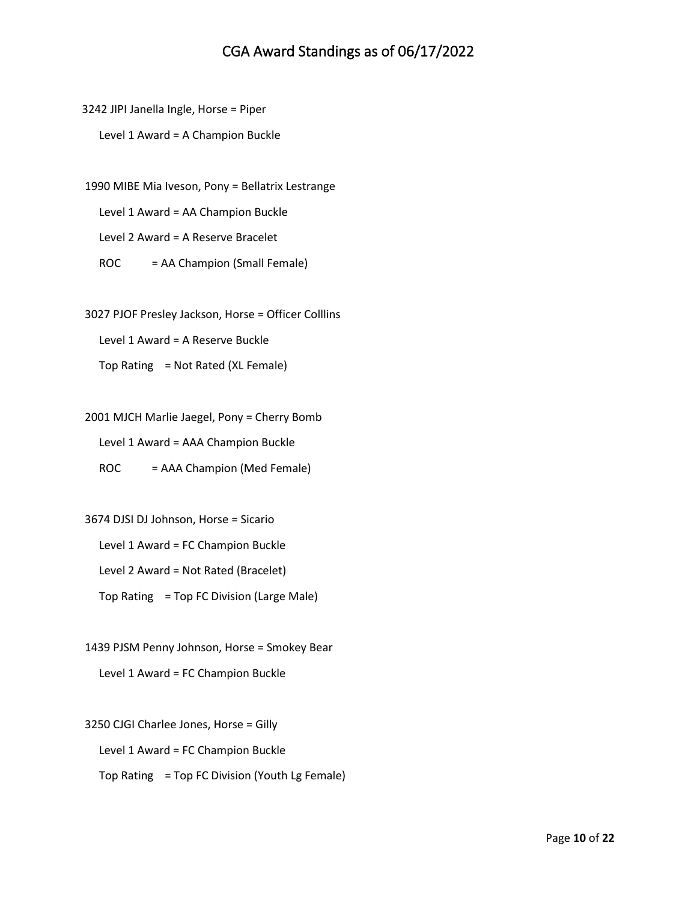# CGA Award Standings as of 06/17/2022

3242 JIPI Janella Ingle, Horse = Piper

Level 1 Award = A Champion Buckle

1990 MIBE Mia Iveson, Pony = Bellatrix Lestrange

Level 1 Award = AA Champion Buckle

Level 2 Award = A Reserve Bracelet

ROC = AA Champion (Small Female)

3027 PJOF Presley Jackson, Horse = Officer Colllins

Level 1 Award = A Reserve Buckle

Top Rating = Not Rated (XL Female)

2001 MJCH Marlie Jaegel, Pony = Cherry Bomb

Level 1 Award = AAA Champion Buckle

ROC = AAA Champion (Med Female)

3674 DJSI DJ Johnson, Horse = Sicario

Level 1 Award = FC Champion Buckle

Level 2 Award = Not Rated (Bracelet)

Top Rating = Top FC Division (Large Male)

1439 PJSM Penny Johnson, Horse = Smokey Bear

Level 1 Award = FC Champion Buckle

3250 CJGI Charlee Jones, Horse = Gilly

Level 1 Award = FC Champion Buckle

Top Rating = Top FC Division (Youth Lg Female)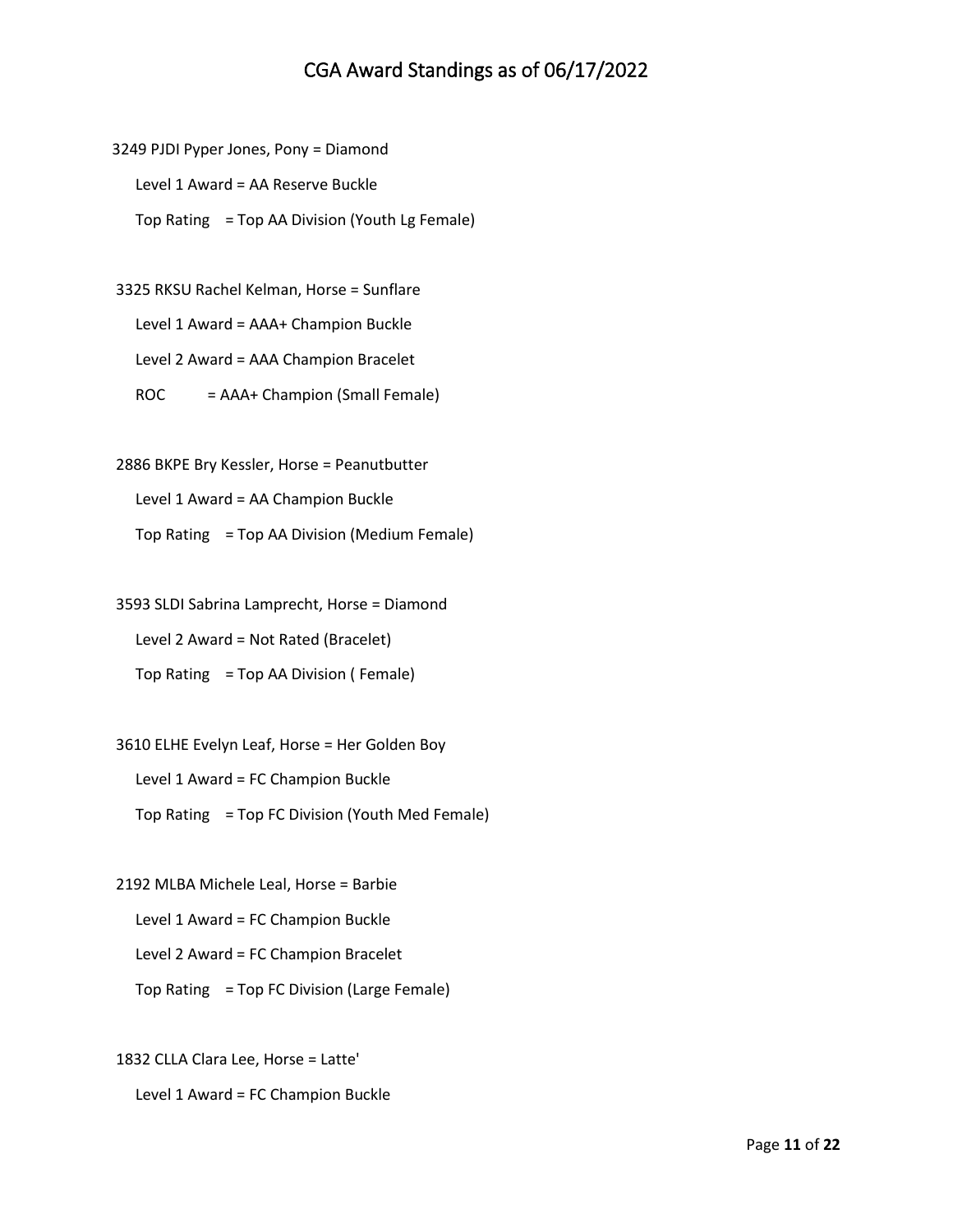# CGA Award Standings as of 06/17/2022

3249 PJDI Pyper Jones, Pony = Diamond

Level 1 Award = AA Reserve Buckle

Top Rating = Top AA Division (Youth Lg Female)

3325 RKSU Rachel Kelman, Horse = Sunflare

Level 1 Award = AAA+ Champion Buckle

Level 2 Award = AAA Champion Bracelet

ROC = AAA+ Champion (Small Female)

2886 BKPE Bry Kessler, Horse = Peanutbutter

Level 1 Award = AA Champion Buckle

Top Rating = Top AA Division (Medium Female)

3593 SLDI Sabrina Lamprecht, Horse = Diamond

Level 2 Award = Not Rated (Bracelet)

Top Rating = Top AA Division ( Female)

3610 ELHE Evelyn Leaf, Horse = Her Golden Boy

Level 1 Award = FC Champion Buckle

Top Rating = Top FC Division (Youth Med Female)

2192 MLBA Michele Leal, Horse = Barbie

Level 1 Award = FC Champion Buckle

Level 2 Award = FC Champion Bracelet

Top Rating = Top FC Division (Large Female)

1832 CLLA Clara Lee, Horse = Latte'

Level 1 Award = FC Champion Buckle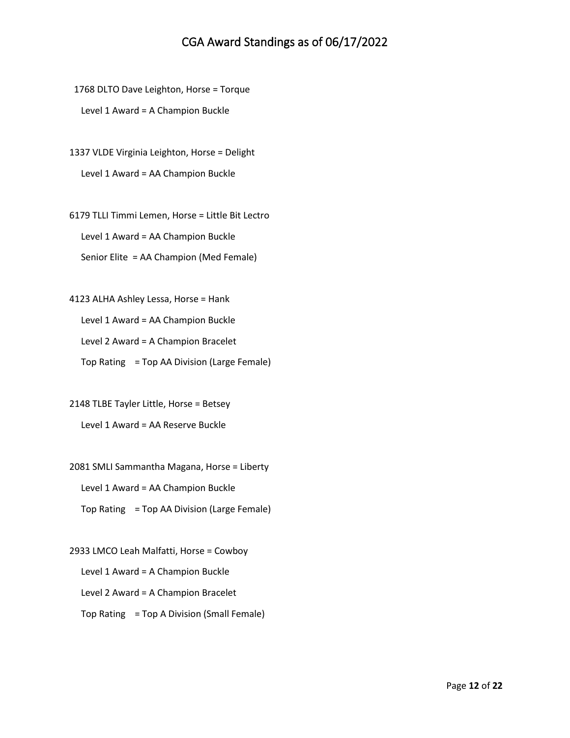1768 DLTO Dave Leighton, Horse = Torque

Level 1 Award = A Champion Buckle

1337 VLDE Virginia Leighton, Horse = Delight

Level 1 Award = AA Champion Buckle

6179 TLLI Timmi Lemen, Horse = Little Bit Lectro

Level 1 Award = AA Champion Buckle

Senior Elite = AA Champion (Med Female)

4123 ALHA Ashley Lessa, Horse = Hank

Level 1 Award = AA Champion Buckle

Level 2 Award = A Champion Bracelet

Top Rating = Top AA Division (Large Female)

2148 TLBE Tayler Little, Horse = Betsey

Level 1 Award = AA Reserve Buckle

2081 SMLI Sammantha Magana, Horse = Liberty

Level 1 Award = AA Champion Buckle

Top Rating = Top AA Division (Large Female)

2933 LMCO Leah Malfatti, Horse = Cowboy

Level 1 Award = A Champion Buckle

Level 2 Award = A Champion Bracelet

Top Rating = Top A Division (Small Female)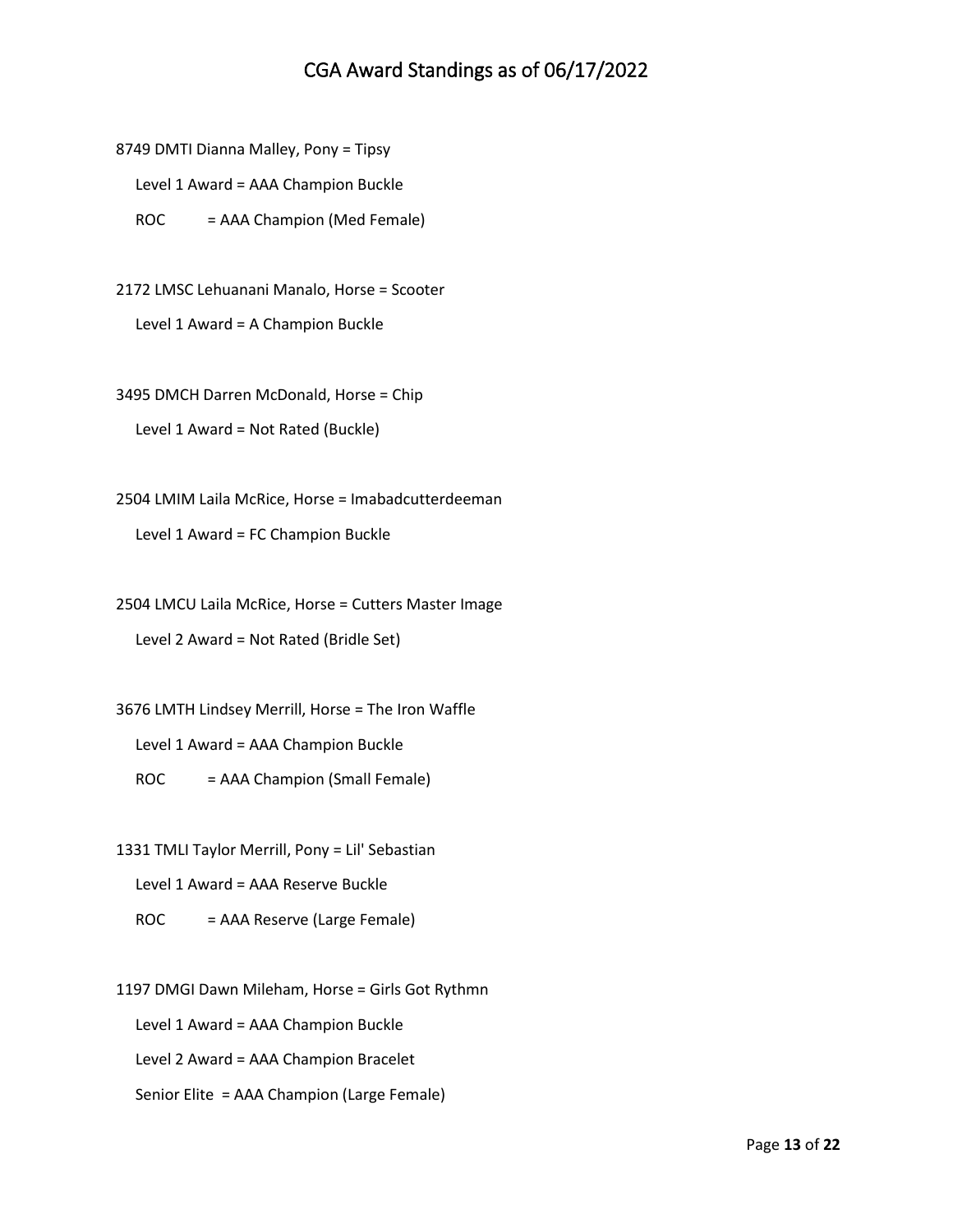# CGA Award Standings as of 06/17/2022

8749 DMTI Dianna Malley, Pony = Tipsy

Level 1 Award = AAA Champion Buckle

ROC = AAA Champion (Med Female)

2172 LMSC Lehuanani Manalo, Horse = Scooter

Level 1 Award = A Champion Buckle

3495 DMCH Darren McDonald, Horse = Chip

Level 1 Award = Not Rated (Buckle)

2504 LMIM Laila McRice, Horse = Imabadcutterdeeman

Level 1 Award = FC Champion Buckle

2504 LMCU Laila McRice, Horse = Cutters Master Image

Level 2 Award = Not Rated (Bridle Set)

3676 LMTH Lindsey Merrill, Horse = The Iron Waffle

Level 1 Award = AAA Champion Buckle

ROC = AAA Champion (Small Female)

1331 TMLI Taylor Merrill, Pony = Lil' Sebastian

Level 1 Award = AAA Reserve Buckle

ROC = AAA Reserve (Large Female)

1197 DMGI Dawn Mileham, Horse = Girls Got Rythmn

Level 1 Award = AAA Champion Buckle

Level 2 Award = AAA Champion Bracelet

Senior Elite = AAA Champion (Large Female)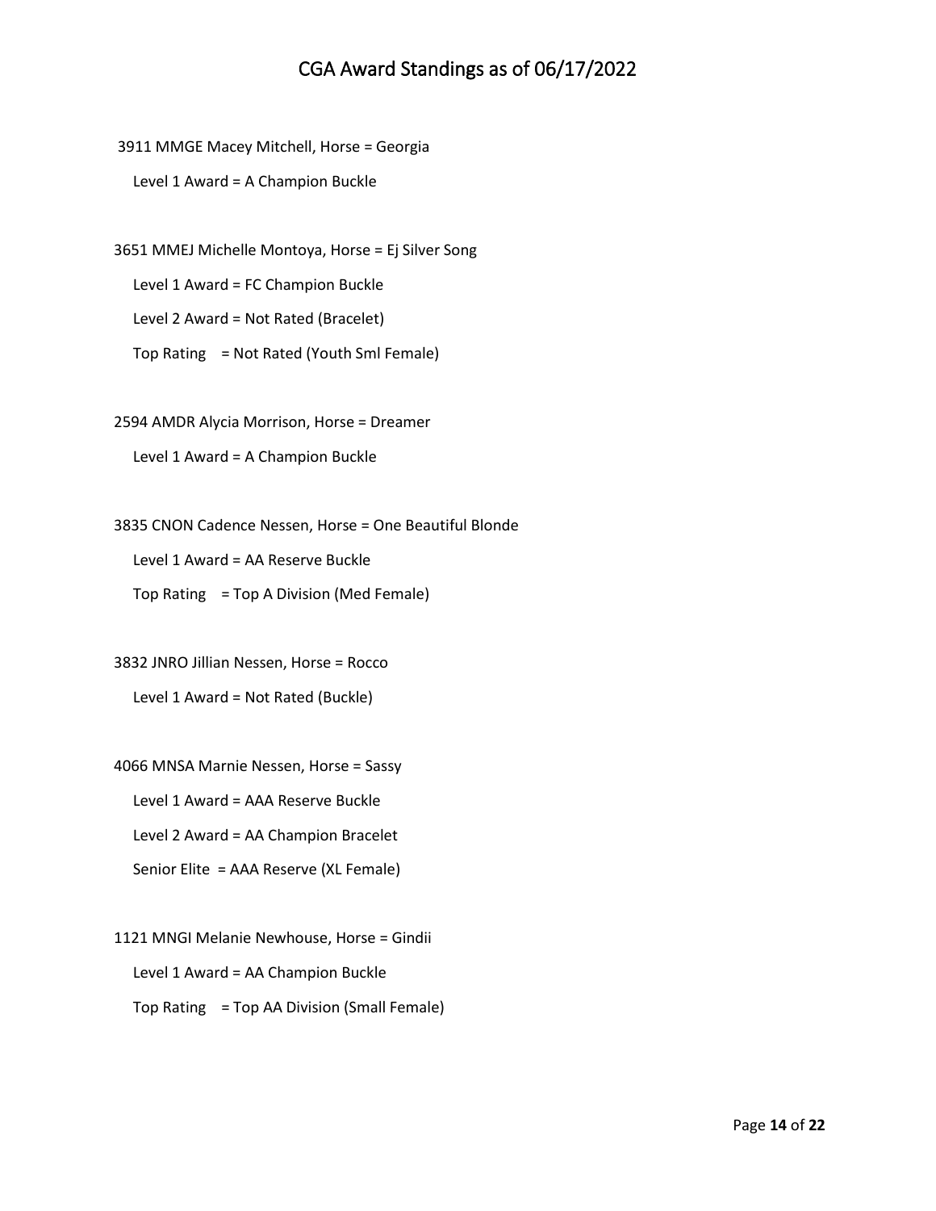# CGA Award Standings as of 06/17/2022

3911 MMGE Macey Mitchell, Horse = Georgia

Level 1 Award = A Champion Buckle

3651 MMEJ Michelle Montoya, Horse = Ej Silver Song

Level 1 Award = FC Champion Buckle

Level 2 Award = Not Rated (Bracelet)

Top Rating = Not Rated (Youth Sml Female)

2594 AMDR Alycia Morrison, Horse = Dreamer

Level 1 Award = A Champion Buckle

3835 CNON Cadence Nessen, Horse = One Beautiful Blonde

Level 1 Award = AA Reserve Buckle

Top Rating = Top A Division (Med Female)

3832 JNRO Jillian Nessen, Horse = Rocco

Level 1 Award = Not Rated (Buckle)

4066 MNSA Marnie Nessen, Horse = Sassy

Level 1 Award = AAA Reserve Buckle

Level 2 Award = AA Champion Bracelet

Senior Elite = AAA Reserve (XL Female)

1121 MNGI Melanie Newhouse, Horse = Gindii

Level 1 Award = AA Champion Buckle

Top Rating = Top AA Division (Small Female)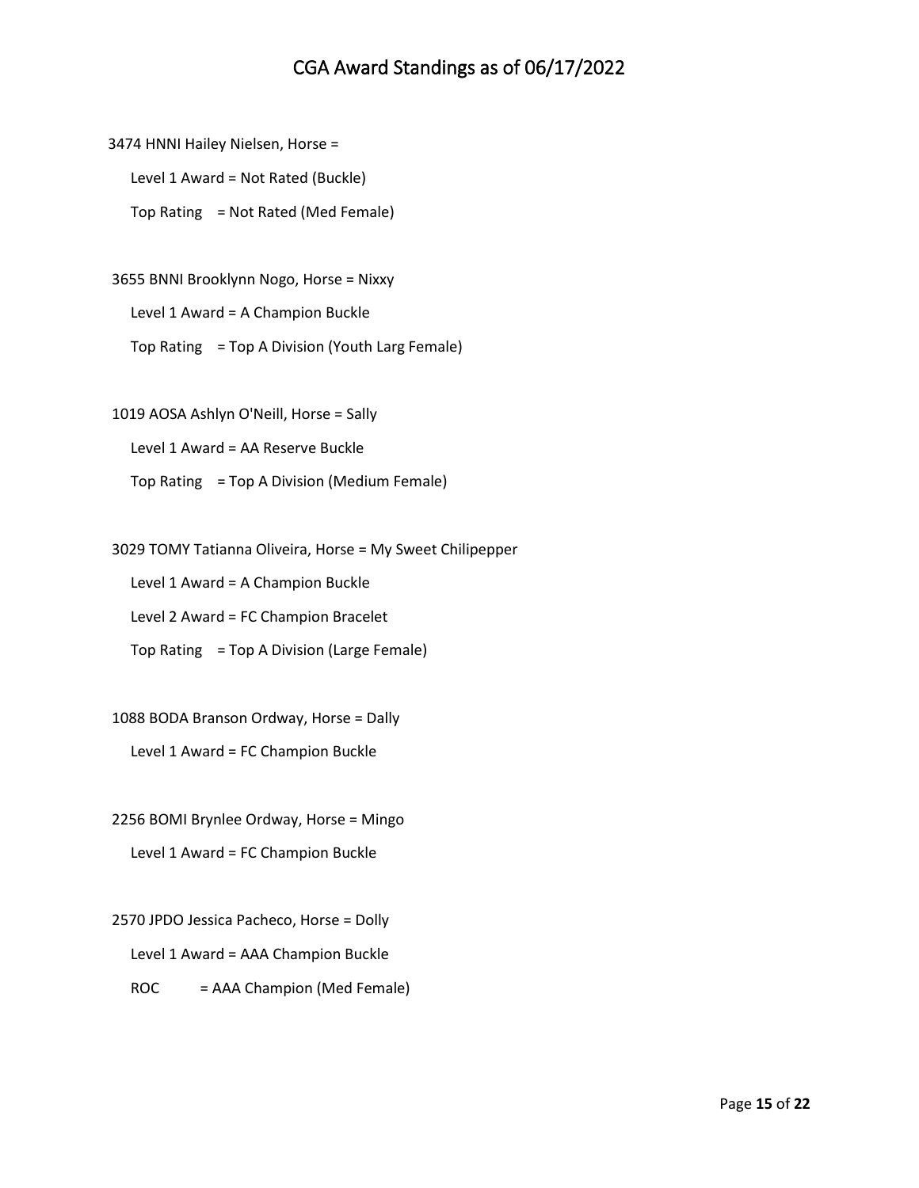# CGA Award Standings as of 06/17/2022

3474 HNNI Hailey Nielsen, Horse =

Level 1 Award = Not Rated (Buckle)

Top Rating = Not Rated (Med Female)

3655 BNNI Brooklynn Nogo, Horse = Nixxy

Level 1 Award = A Champion Buckle

Top Rating = Top A Division (Youth Larg Female)

1019 AOSA Ashlyn O'Neill, Horse = Sally

Level 1 Award = AA Reserve Buckle

Top Rating = Top A Division (Medium Female)

3029 TOMY Tatianna Oliveira, Horse = My Sweet Chilipepper

Level 1 Award = A Champion Buckle

Level 2 Award = FC Champion Bracelet

Top Rating = Top A Division (Large Female)

1088 BODA Branson Ordway, Horse = Dally

Level 1 Award = FC Champion Buckle

2256 BOMI Brynlee Ordway, Horse = Mingo

Level 1 Award = FC Champion Buckle

2570 JPDO Jessica Pacheco, Horse = Dolly

Level 1 Award = AAA Champion Buckle

ROC = AAA Champion (Med Female)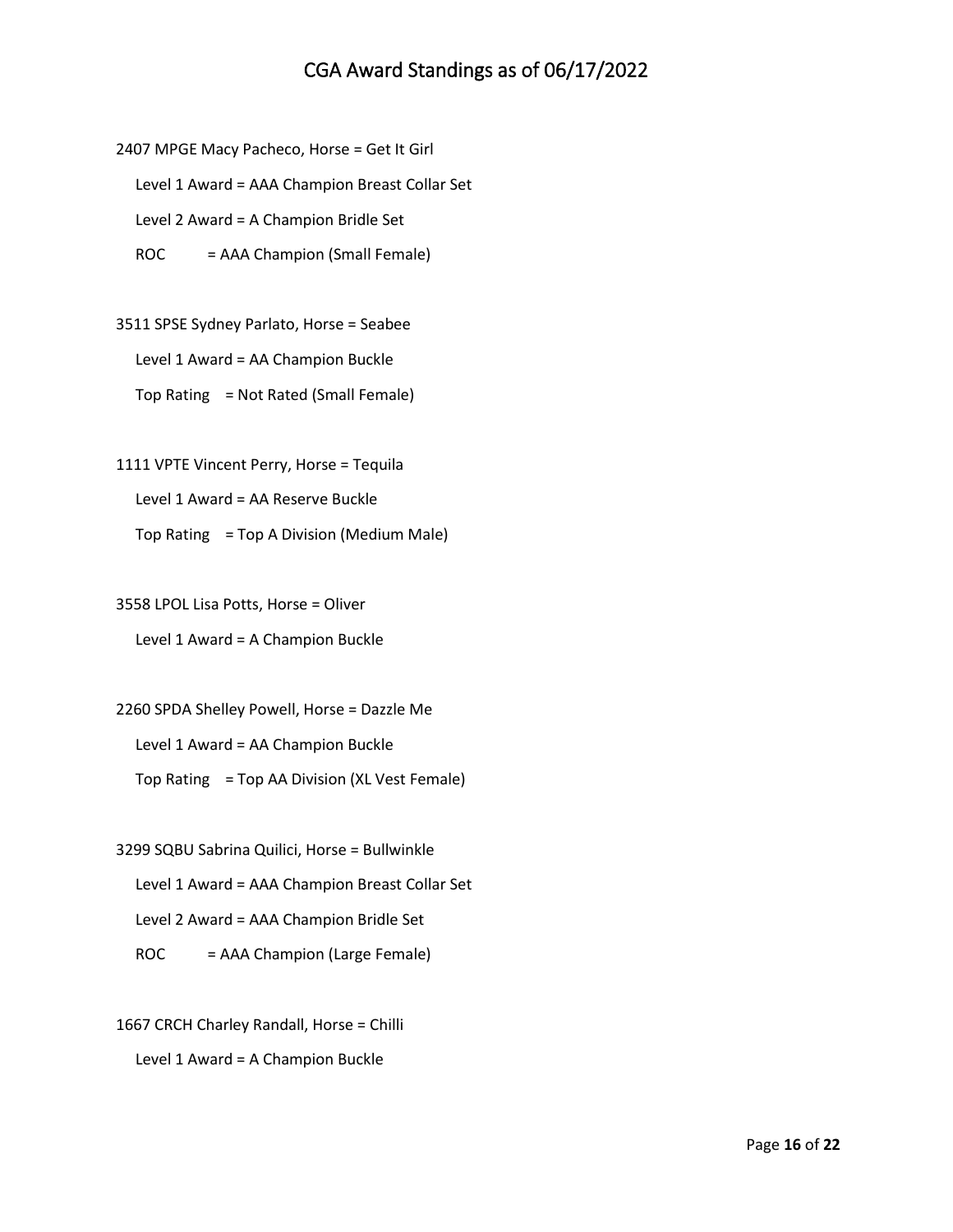2407 MPGE Macy Pacheco, Horse = Get It Girl

Level 1 Award = AAA Champion Breast Collar Set

Level 2 Award = A Champion Bridle Set

ROC = AAA Champion (Small Female)

3511 SPSE Sydney Parlato, Horse = Seabee

Level 1 Award = AA Champion Buckle

Top Rating = Not Rated (Small Female)

1111 VPTE Vincent Perry, Horse = Tequila

Level 1 Award = AA Reserve Buckle

Top Rating = Top A Division (Medium Male)

3558 LPOL Lisa Potts, Horse = Oliver

Level 1 Award = A Champion Buckle

2260 SPDA Shelley Powell, Horse = Dazzle Me

Level 1 Award = AA Champion Buckle

Top Rating = Top AA Division (XL Vest Female)

3299 SQBU Sabrina Quilici, Horse = Bullwinkle

Level 1 Award = AAA Champion Breast Collar Set

Level 2 Award = AAA Champion Bridle Set

ROC = AAA Champion (Large Female)

1667 CRCH Charley Randall, Horse = Chilli

Level 1 Award = A Champion Buckle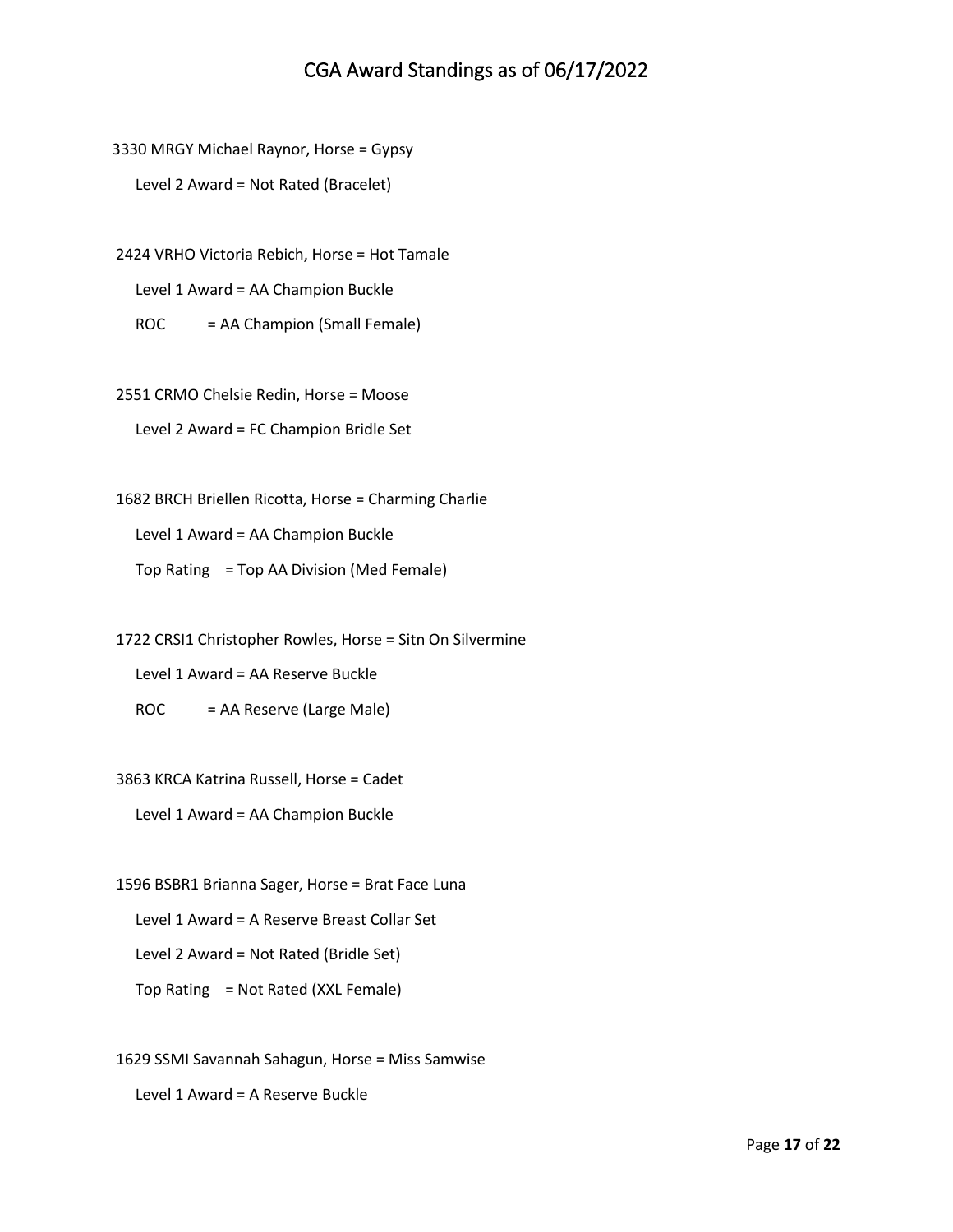3330 MRGY Michael Raynor, Horse = Gypsy

Level 2 Award = Not Rated (Bracelet)

2424 VRHO Victoria Rebich, Horse = Hot Tamale

Level 1 Award = AA Champion Buckle

ROC = AA Champion (Small Female)

2551 CRMO Chelsie Redin, Horse = Moose

Level 2 Award = FC Champion Bridle Set

1682 BRCH Briellen Ricotta, Horse = Charming Charlie

Level 1 Award = AA Champion Buckle

Top Rating = Top AA Division (Med Female)

1722 CRSI1 Christopher Rowles, Horse = Sitn On Silvermine

Level 1 Award = AA Reserve Buckle

ROC = AA Reserve (Large Male)

3863 KRCA Katrina Russell, Horse = Cadet

Level 1 Award = AA Champion Buckle

1596 BSBR1 Brianna Sager, Horse = Brat Face Luna

Level 1 Award = A Reserve Breast Collar Set

Level 2 Award = Not Rated (Bridle Set)

Top Rating = Not Rated (XXL Female)

1629 SSMI Savannah Sahagun, Horse = Miss Samwise

Level 1 Award = A Reserve Buckle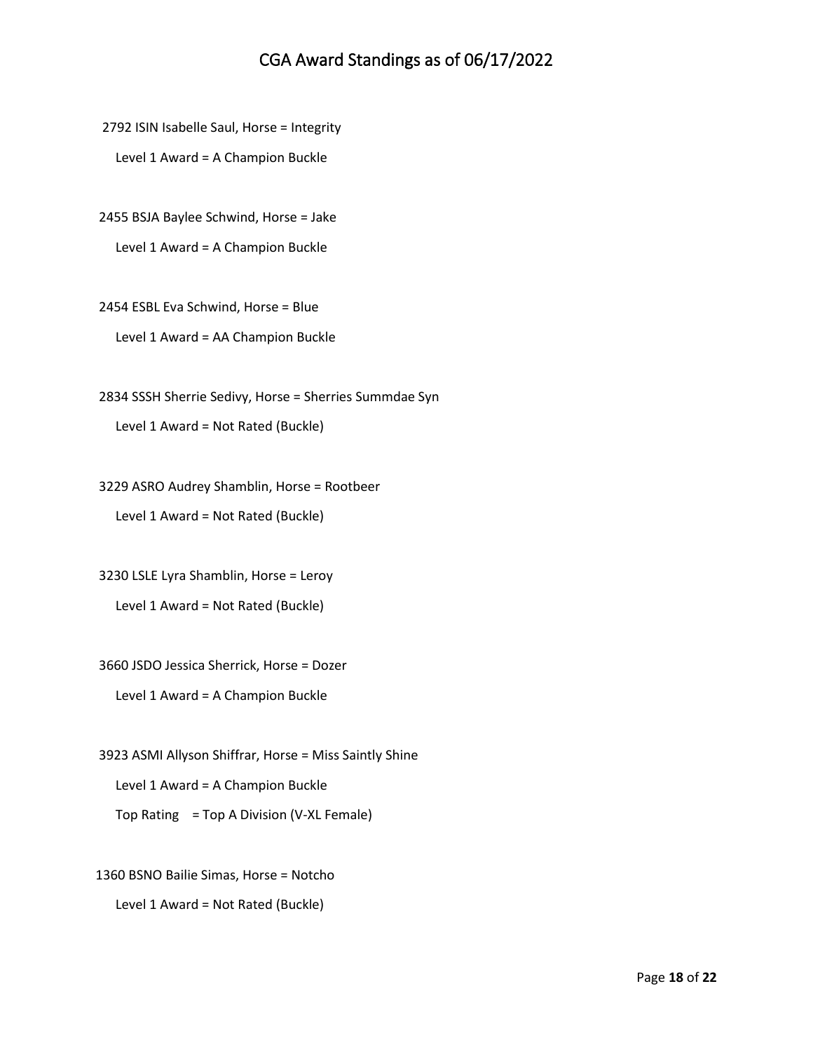2792 ISIN Isabelle Saul, Horse = Integrity

Level 1 Award = A Champion Buckle

2455 BSJA Baylee Schwind, Horse = Jake

Level 1 Award = A Champion Buckle

2454 ESBL Eva Schwind, Horse = Blue

Level 1 Award = AA Champion Buckle

2834 SSSH Sherrie Sedivy, Horse = Sherries Summdae Syn

Level 1 Award = Not Rated (Buckle)

3229 ASRO Audrey Shamblin, Horse = Rootbeer

Level 1 Award = Not Rated (Buckle)

3230 LSLE Lyra Shamblin, Horse = Leroy

Level 1 Award = Not Rated (Buckle)

3660 JSDO Jessica Sherrick, Horse = Dozer

Level 1 Award = A Champion Buckle

3923 ASMI Allyson Shiffrar, Horse = Miss Saintly Shine

Level 1 Award = A Champion Buckle

Top Rating = Top A Division (V-XL Female)

1360 BSNO Bailie Simas, Horse = Notcho

Level 1 Award = Not Rated (Buckle)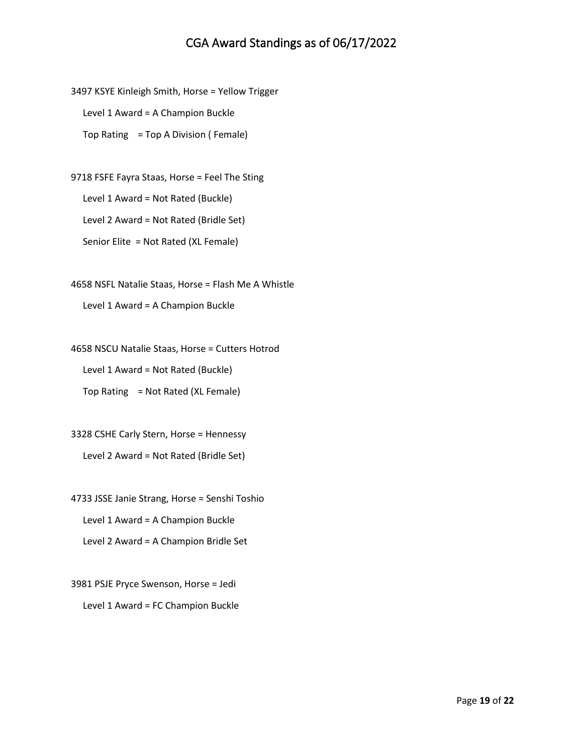# CGA Award Standings as of 06/17/2022

3497 KSYE Kinleigh Smith, Horse = Yellow Trigger

Level 1 Award = A Champion Buckle

Top Rating = Top A Division ( Female)

9718 FSFE Fayra Staas, Horse = Feel The Sting

Level 1 Award = Not Rated (Buckle)

Level 2 Award = Not Rated (Bridle Set)

Senior Elite = Not Rated (XL Female)

4658 NSFL Natalie Staas, Horse = Flash Me A Whistle

Level 1 Award = A Champion Buckle

4658 NSCU Natalie Staas, Horse = Cutters Hotrod

Level 1 Award = Not Rated (Buckle)

Top Rating = Not Rated (XL Female)

3328 CSHE Carly Stern, Horse = Hennessy

Level 2 Award = Not Rated (Bridle Set)

4733 JSSE Janie Strang, Horse = Senshi Toshio

Level 1 Award = A Champion Buckle

Level 2 Award = A Champion Bridle Set

3981 PSJE Pryce Swenson, Horse = Jedi

Level 1 Award = FC Champion Buckle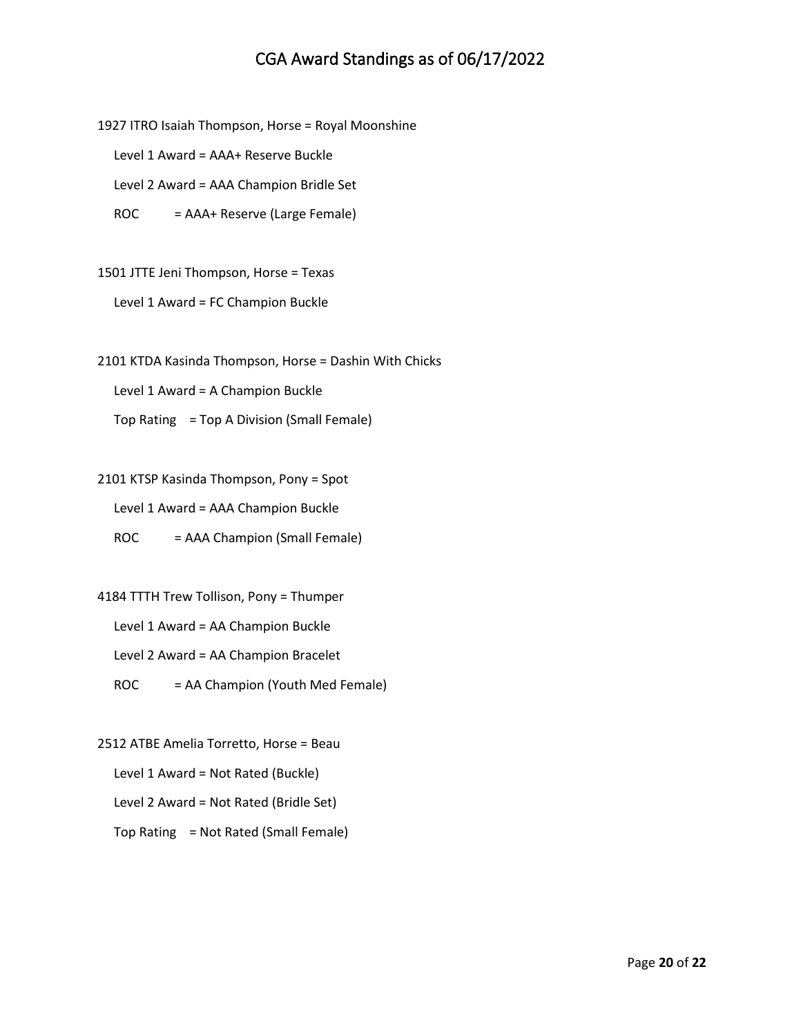# CGA Award Standings as of 06/17/2022

1927 ITRO Isaiah Thompson, Horse = Royal Moonshine

Level 1 Award = AAA+ Reserve Buckle

Level 2 Award = AAA Champion Bridle Set

ROC = AAA+ Reserve (Large Female)

1501 JTTE Jeni Thompson, Horse = Texas

Level 1 Award = FC Champion Buckle

2101 KTDA Kasinda Thompson, Horse = Dashin With Chicks

Level 1 Award = A Champion Buckle

Top Rating = Top A Division (Small Female)

2101 KTSP Kasinda Thompson, Pony = Spot

Level 1 Award = AAA Champion Buckle

ROC = AAA Champion (Small Female)

4184 TTTH Trew Tollison, Pony = Thumper

Level 1 Award = AA Champion Buckle

Level 2 Award = AA Champion Bracelet

ROC = AA Champion (Youth Med Female)

2512 ATBE Amelia Torretto, Horse = Beau

Level 1 Award = Not Rated (Buckle)

Level 2 Award = Not Rated (Bridle Set)

Top Rating = Not Rated (Small Female)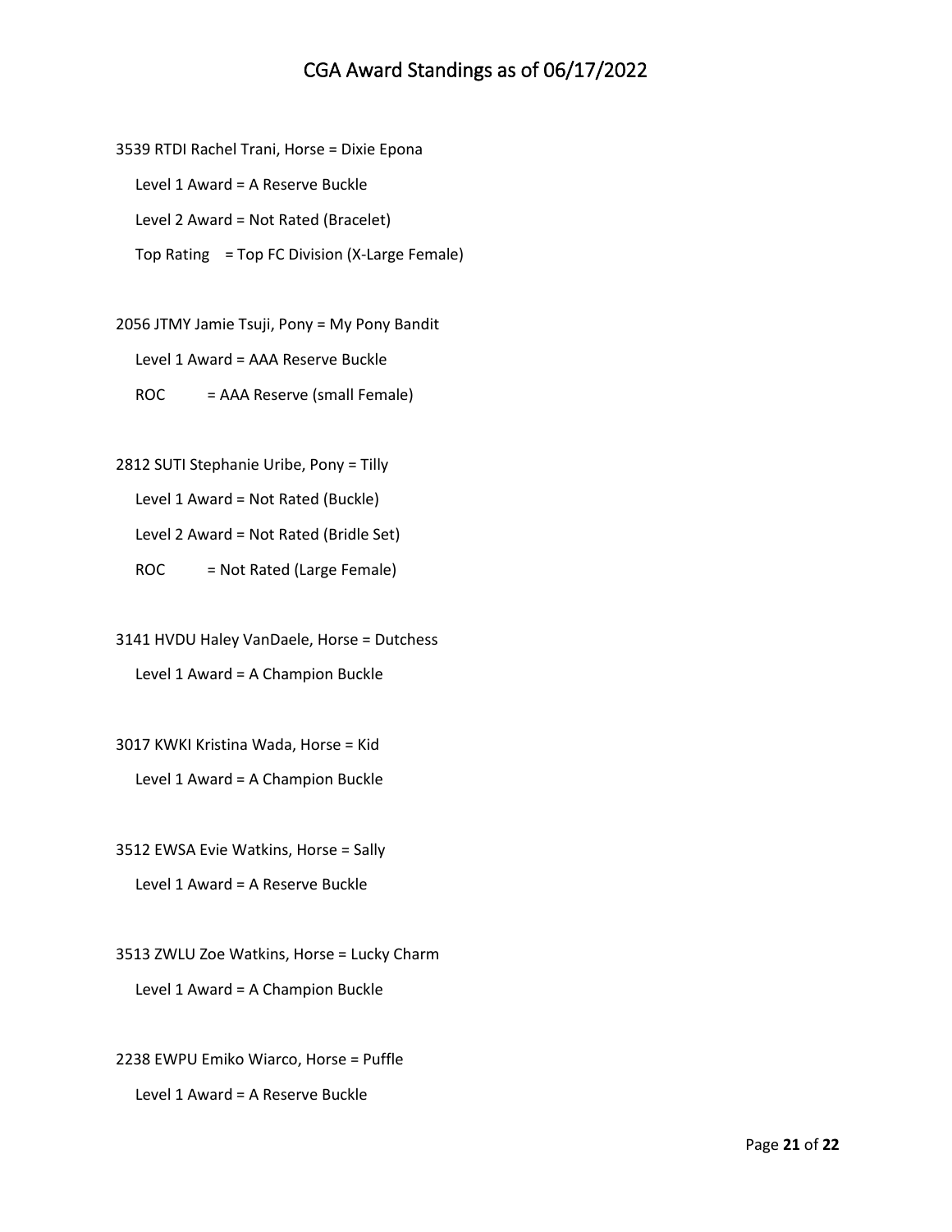# CGA Award Standings as of 06/17/2022

3539 RTDI Rachel Trani, Horse = Dixie Epona

Level 1 Award = A Reserve Buckle

Level 2 Award = Not Rated (Bracelet)

Top Rating = Top FC Division (X-Large Female)

2056 JTMY Jamie Tsuji, Pony = My Pony Bandit

Level 1 Award = AAA Reserve Buckle

ROC = AAA Reserve (small Female)

2812 SUTI Stephanie Uribe, Pony = Tilly

Level 1 Award = Not Rated (Buckle)

Level 2 Award = Not Rated (Bridle Set)

ROC = Not Rated (Large Female)

3141 HVDU Haley VanDaele, Horse = Dutchess

Level 1 Award = A Champion Buckle

3017 KWKI Kristina Wada, Horse = Kid

Level 1 Award = A Champion Buckle

3512 EWSA Evie Watkins, Horse = Sally

Level 1 Award = A Reserve Buckle

3513 ZWLU Zoe Watkins, Horse = Lucky Charm

Level 1 Award = A Champion Buckle

2238 EWPU Emiko Wiarco, Horse = Puffle

Level 1 Award = A Reserve Buckle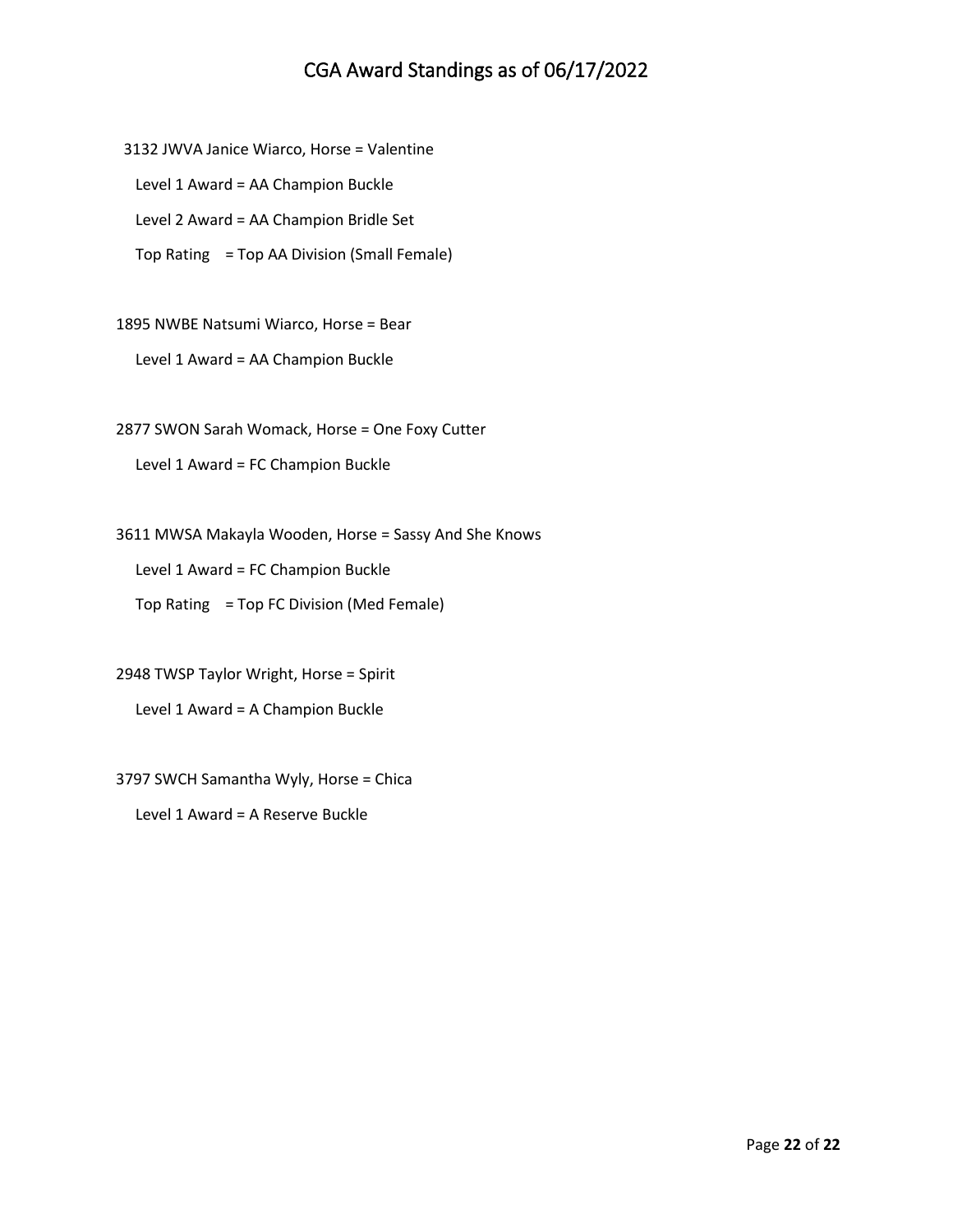3132 JWVA Janice Wiarco, Horse = Valentine

Level 1 Award = AA Champion Buckle

Level 2 Award = AA Champion Bridle Set

Top Rating = Top AA Division (Small Female)

1895 NWBE Natsumi Wiarco, Horse = Bear

Level 1 Award = AA Champion Buckle

2877 SWON Sarah Womack, Horse = One Foxy Cutter

Level 1 Award = FC Champion Buckle

3611 MWSA Makayla Wooden, Horse = Sassy And She Knows

Level 1 Award = FC Champion Buckle

Top Rating = Top FC Division (Med Female)

2948 TWSP Taylor Wright, Horse = Spirit

Level 1 Award = A Champion Buckle

3797 SWCH Samantha Wyly, Horse = Chica

Level 1 Award = A Reserve Buckle